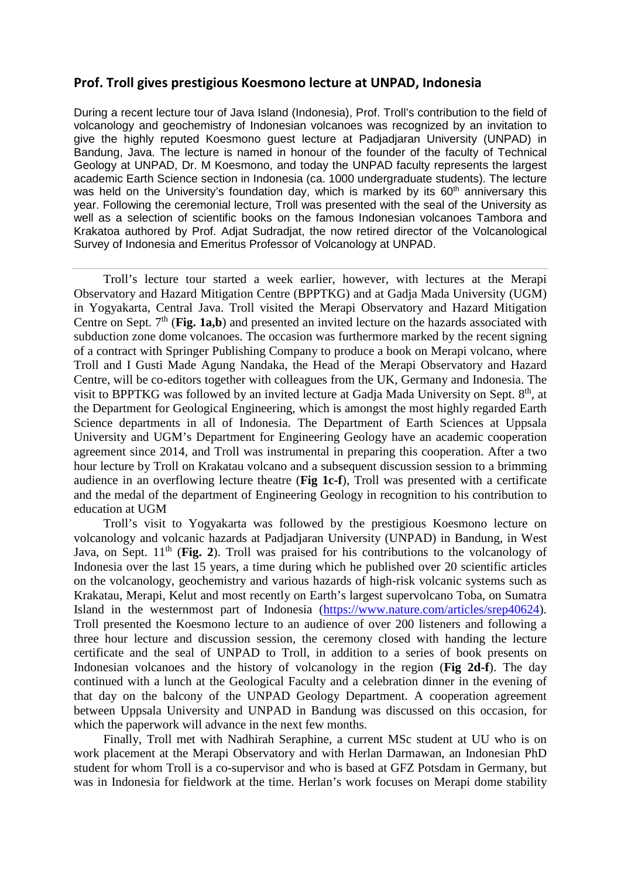## Prof. Troll gives prestigious Koesmono lecture at UNPAD, Indonesia

During a recent lecture tour of Java Island (Indonesia), Prof. Troll's contribution to the field of volcanology and geochemistry of Indonesian volcanoes was recognized by an invitation to give the highly reputed Koesmono guest lecture at Padjadjaran University (UNPAD) in Bandung, Java. The lecture is named in honour of the founder of the faculty of Technical Geology at UNPAD, Dr. M Koesmono, and today the UNPAD faculty represents the largest academic Earth Science section in Indonesia (ca. 1000 undergraduate students). The lecture was held on the University's foundation day, which is marked by its 60th anniversary this year. Following the ceremonial lecture, Troll was presented with the seal of the University as well as a selection of scientific books on the famous Indonesian volcanoes Tambora and Krakatoa authored by Prof. Adjat Sudradjat, the now retired director of the Volcanological Survey of Indonesia and Emeritus Professor of Volcanology at UNPAD.

---

Troll's lecture tour started a week earlier, however, with lectures at the Merapi Observatory and Hazard Mitigation Centre (BPPTKG) and at Gadja Mada University (UGM) in Yogyakarta, Central Java. Troll visited the Merapi Observatory and Hazard Mitigation Centre on Sept. 7th (**Fig. 1a,b**) and presented an invited lecture on the hazards associated with subduction zone dome volcanoes. The occasion was furthermore marked by the recent signing of a contract with Springer Publishing Company to produce a book on Merapi volcano, where Troll and I Gusti Made Agung Nandaka, the Head of the Merapi Observatory and Hazard Centre, will be co-editors together with colleagues from the UK, Germany and Indonesia. The visit to BPPTKG was followed by an invited lecture at Gadja Mada University on Sept. 8th, at the Department for Geological Engineering, which is amongst the most highly regarded Earth Science departments in all of Indonesia. The Department of Earth Sciences at Uppsala University and UGM's Department for Engineering Geology have an academic cooperation agreement since 2014, and Troll was instrumental in preparing this cooperation. After a two hour lecture by Troll on Krakatau volcano and a subsequent discussion session to a brimming audience in an overflowing lecture theatre (**Fig 1c-f**), Troll was presented with a certificate and the medal of the department of Engineering Geology in recognition to his contribution to education at UGM

Troll's visit to Yogyakarta was followed by the prestigious Koesmono lecture on volcanology and volcanic hazards at Padjadjaran University (UNPAD) in Bandung, in West Java, on Sept. 11th (**Fig. 2**). Troll was praised for his contributions to the volcanology of Indonesia over the last 15 years, a time during which he published over 20 scientific articles on the volcanology, geochemistry and various hazards of high-risk volcanic systems such as Krakatau, Merapi, Kelut and most recently on Earth's largest supervolcano Toba, on Sumatra Island in the westernmost part of Indonesia (https://www.nature.com/articles/srep40624). Troll presented the Koesmono lecture to an audience of over 200 listeners and following a three hour lecture and discussion session, the ceremony closed with handing the lecture certificate and the seal of UNPAD to Troll, in addition to a series of book presents on Indonesian volcanoes and the history of volcanology in the region (**Fig 2d-f**). The day continued with a lunch at the Geological Faculty and a celebration dinner in the evening of that day on the balcony of the UNPAD Geology Department. A cooperation agreement between Uppsala University and UNPAD in Bandung was discussed on this occasion, for which the paperwork will advance in the next few months.

Finally, Troll met with Nadhirah Seraphine, a current MSc student at UU who is on work placement at the Merapi Observatory and with Herlan Darmawan, an Indonesian PhD student for whom Troll is a co-supervisor and who is based at GFZ Potsdam in Germany, but was in Indonesia for fieldwork at the time. Herlan's work focuses on Merapi dome stability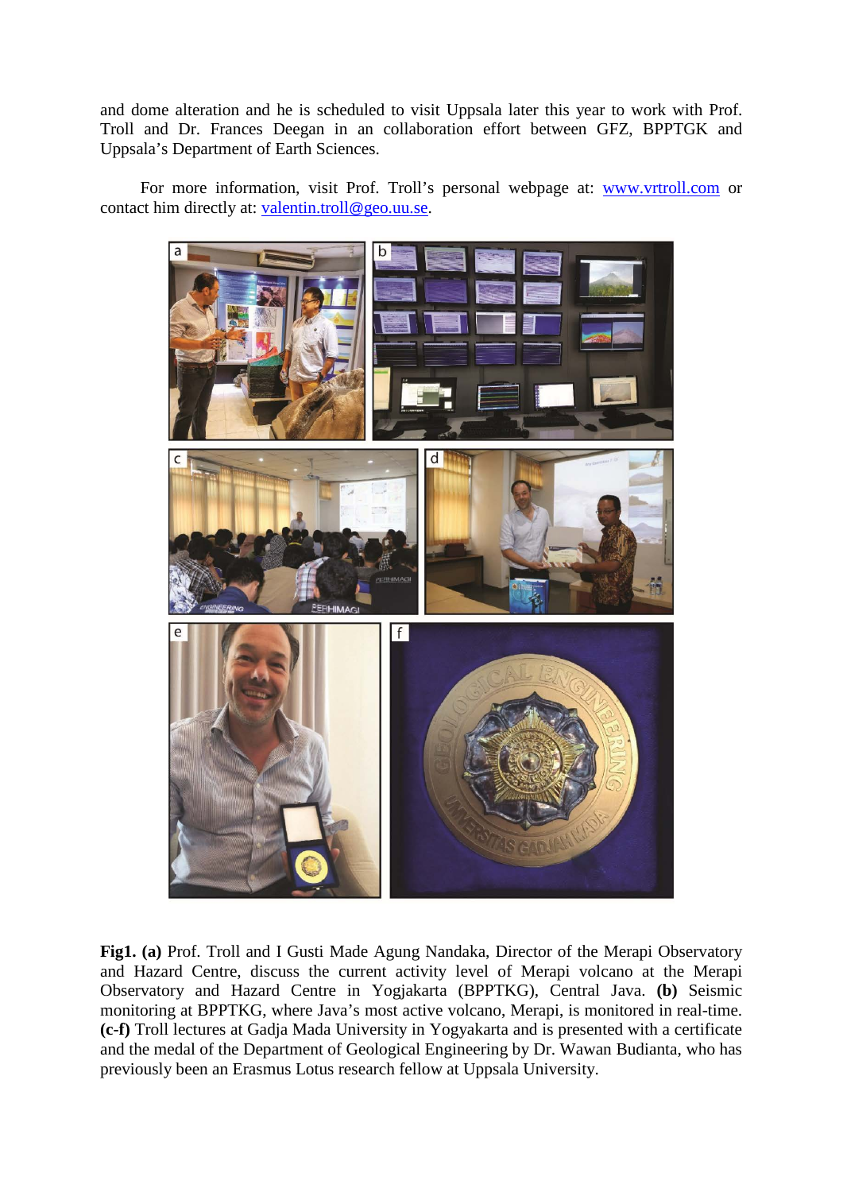and dome alteration and he is scheduled to visit Uppsala later this year to work with Prof. Troll and Dr. Frances Deegan in an collaboration effort between GFZ, BPPTGK and Uppsala's Department of Earth Sciences.

For more information, visit Prof. Troll's personal webpage at: [www.vrtroll.com](http://www.vrtroll.com) or contact him directly at: [valentin.troll@geo.uu.se](mailto:valentin.troll@geo.uu.se).

**Fig1. (a)** Prof. Troll and I Gusti Made Agung Nandaka, Director of the Merapi Observatory and Hazard Centre, discuss the current activity level of Merapi volcano at the Merapi Observatory and Hazard Centre in Yogjakarta (BPPTKG), Central Java. **(b)** Seismic monitoring at BPPTKG, where Java's most active volcano, Merapi, is monitored in real-time. **(c-f)** Troll lectures at Gadja Mada University in Yogyakarta and is presented with a certificate and the medal of the Department of Geological Engineering by Dr. Wawan Budianta, who has previously been an Erasmus Lotus research fellow at Uppsala University.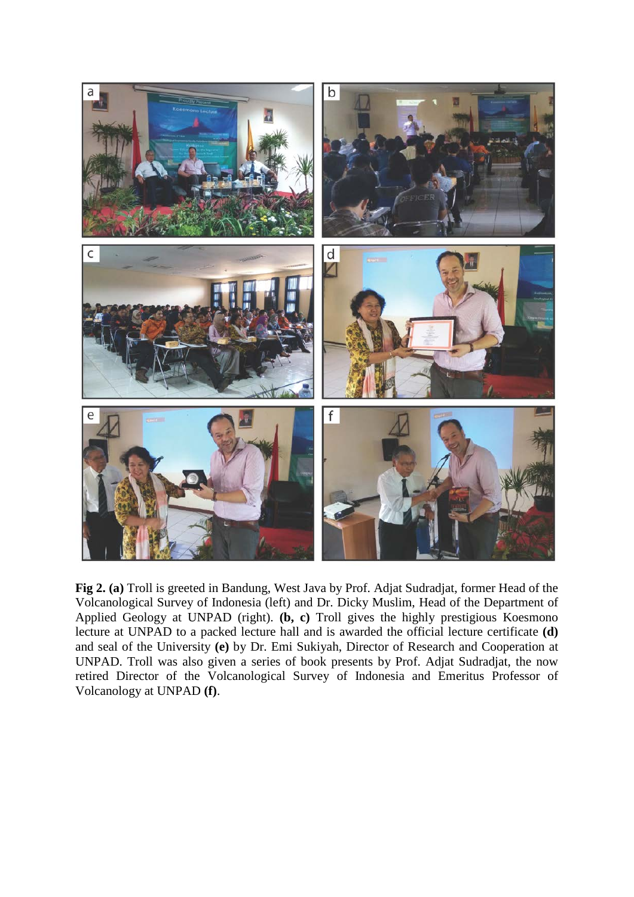**Fig 2. (a)** Troll is greeted in Bandung, West Java by Prof. Adjat Sudradjat, former Head of the Volcanological Survey of Indonesia (left) and Dr. Dicky Muslim, Head of the Department of Applied Geology at UNPAD (right). **(b, c)** Troll gives the highly prestigious Koesmono lecture at UNPAD to a packed lecture hall and is awarded the official lecture certificate **(d)** and seal of the University **(e)** by Dr. Emi Sukiyah, Director of Research and Cooperation at UNPAD. Troll was also given a series of book presents by Prof. Adjat Sudradjat, the now retired Director of the Volcanological Survey of Indonesia and Emeritus Professor of Volcanology at UNPAD **(f)**.